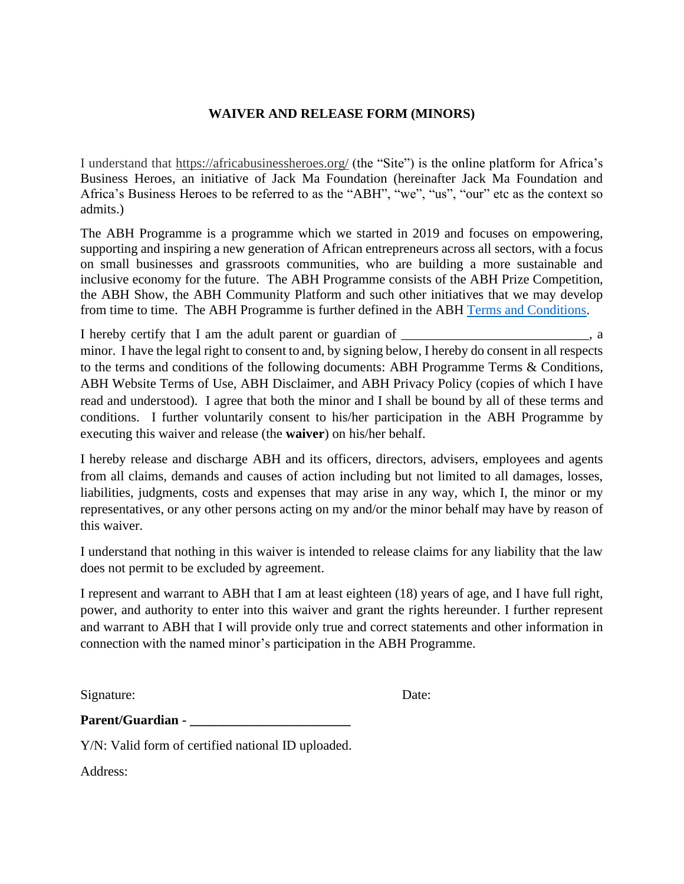# WAIVER AND RELEASE FORM (MINORS)

I understand that https://africabusinessheroes.org/ (the "Site") is the online platform for Africa's Business Heroes, an initiative of Jack Ma Foundation (hereinafter Jack Ma Foundation and Africa's Business Heroes to be referred to as the "ABH", "we", "us", "our" etc as the context so admits.)

The ABH Programme is a programme which we started in 2019 and focuses on empowering, supporting and inspiring a new generation of African entrepreneurs across all sectors, with a focus on small businesses and grassroots communities, who are building a more sustainable and inclusive economy for the future. The ABH Programme consists of the ABH Prize Competition, the ABH Show, the ABH Community Platform and such other initiatives that we may develop from time to time. The ABH Programme is further defined in the ABH [Terms and Conditions](#).

I hereby certify that I am the adult parent or guardian of ___________________________, a minor. I have the legal right to consent to and, by signing below, I hereby do consent in all respects to the terms and conditions of the following documents: ABH Programme Terms & Conditions, ABH Website Terms of Use, ABH Disclaimer, and ABH Privacy Policy (copies of which I have read and understood). I agree that both the minor and I shall be bound by all of these terms and conditions. I further voluntarily consent to his/her participation in the ABH Programme by executing this waiver and release (the **waiver**) on his/her behalf.

I hereby release and discharge ABH and its officers, directors, advisers, employees and agents from all claims, demands and causes of action including but not limited to all damages, losses, liabilities, judgments, costs and expenses that may arise in any way, which I, the minor or my representatives, or any other persons acting on my and/or the minor behalf may have by reason of this waiver.

I understand that nothing in this waiver is intended to release claims for any liability that the law does not permit to be excluded by agreement.

I represent and warrant to ABH that I am at least eighteen (18) years of age, and I have full right, power, and authority to enter into this waiver and grant the rights hereunder. I further represent and warrant to ABH that I will provide only true and correct statements and other information in connection with the named minor's participation in the ABH Programme.

Signature: Date:

**Parent/Guardian - ________________________**

Y/N: Valid form of certified national ID uploaded.

Address: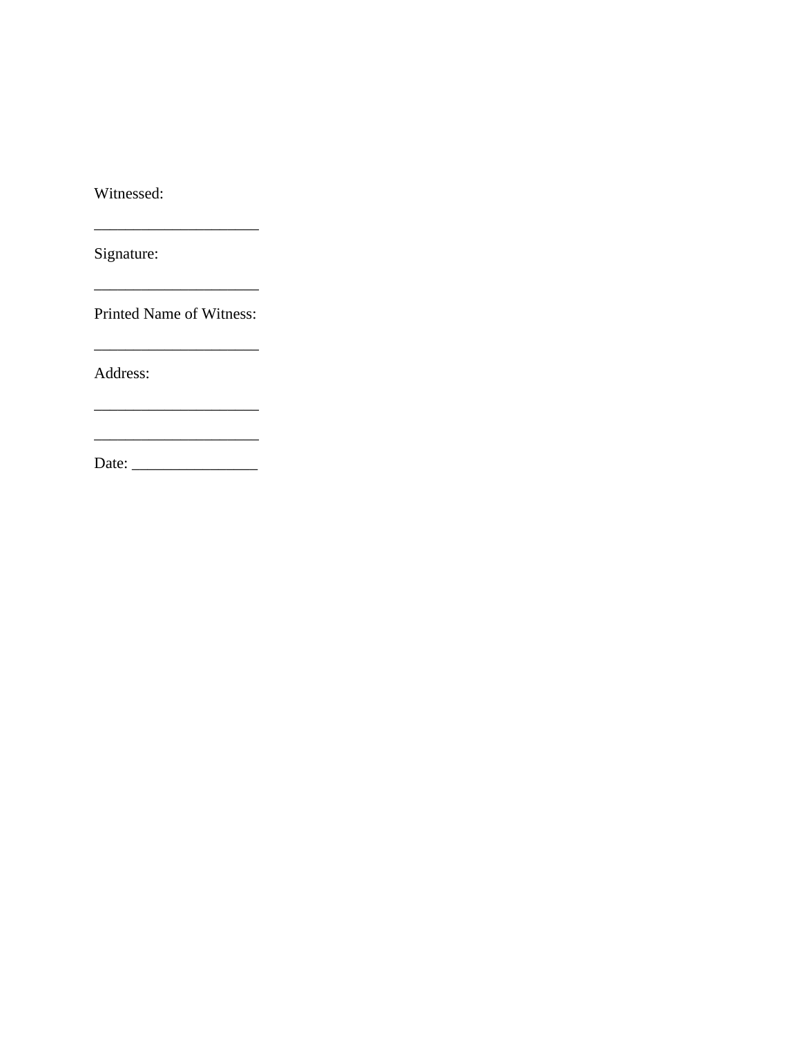Witnessed:

_____________________

Signature:

_____________________

Printed Name of Witness:

_____________________

Address:

_____________________

_____________________

Date: ________________